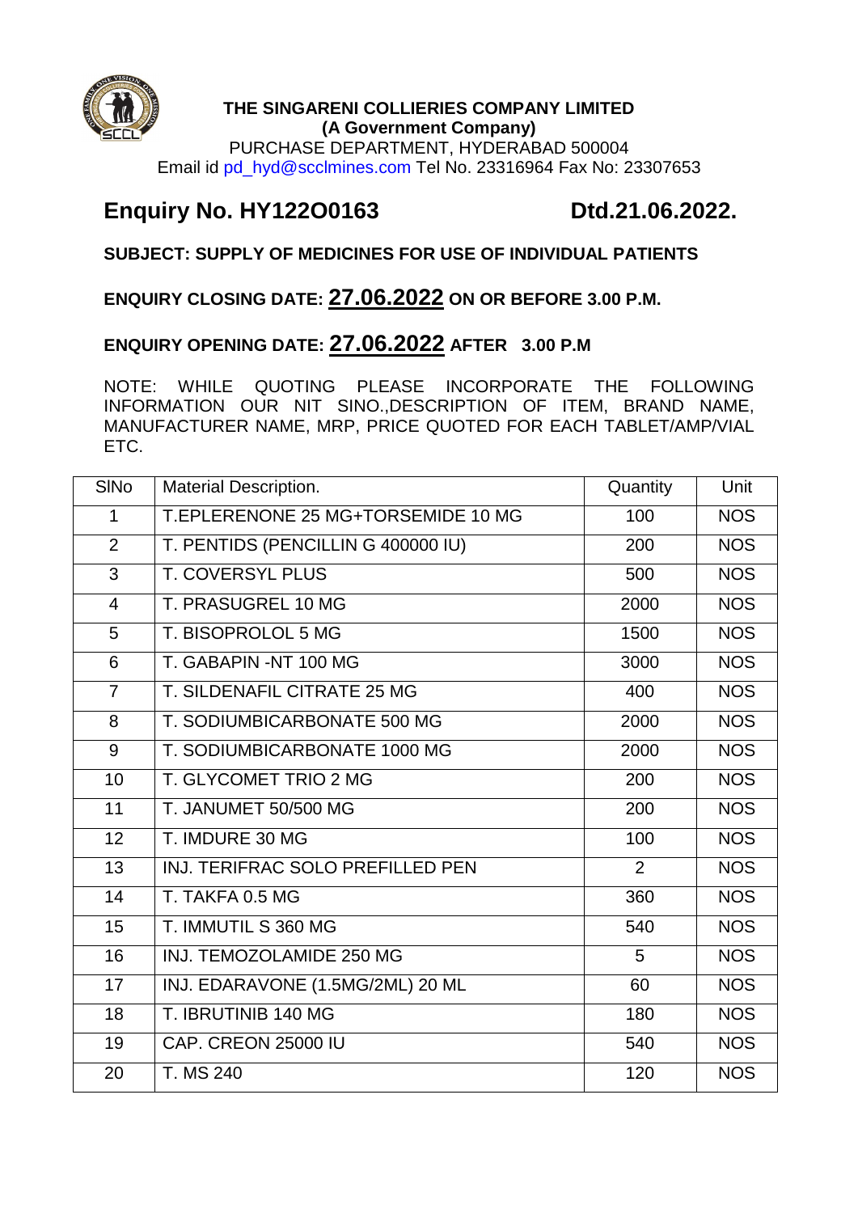**THE SINGARENI COLLIERIES COMPANY LIMITED**
**(A Government Company)**
PURCHASE DEPARTMENT, HYDERABAD 500004
Email id pd_hyd@scclmines.com Tel No. 23316964 Fax No: 23307653

## Enquiry No. HY122O0163 Dtd.21.06.2022.

**SUBJECT: SUPPLY OF MEDICINES FOR USE OF INDIVIDUAL PATIENTS**

**ENQUIRY CLOSING DATE: 27.06.2022 ON OR BEFORE 3.00 P.M.**

**ENQUIRY OPENING DATE: 27.06.2022 AFTER 3.00 P.M**

NOTE: WHILE QUOTING PLEASE INCORPORATE THE FOLLOWING INFORMATION OUR NIT SINO.,DESCRIPTION OF ITEM, BRAND NAME, MANUFACTURER NAME, MRP, PRICE QUOTED FOR EACH TABLET/AMP/VIAL ETC.

| SlNo | Material Description. | Quantity | Unit |
|---|---|---|---|
| 1 | T.EPLERENONE 25 MG+TORSEMIDE 10 MG | 100 | NOS |
| 2 | T. PENTIDS (PENCILLIN G 400000 IU) | 200 | NOS |
| 3 | T. COVERSYL PLUS | 500 | NOS |
| 4 | T. PRASUGREL 10 MG | 2000 | NOS |
| 5 | T. BISOPROLOL 5 MG | 1500 | NOS |
| 6 | T. GABAPIN -NT 100 MG | 3000 | NOS |
| 7 | T. SILDENAFIL CITRATE 25 MG | 400 | NOS |
| 8 | T. SODIUMBICARBONATE 500 MG | 2000 | NOS |
| 9 | T. SODIUMBICARBONATE 1000 MG | 2000 | NOS |
| 10 | T. GLYCOMET TRIO 2 MG | 200 | NOS |
| 11 | T. JANUMET 50/500 MG | 200 | NOS |
| 12 | T. IMDURE 30 MG | 100 | NOS |
| 13 | INJ. TERIFRAC SOLO PREFILLED PEN | 2 | NOS |
| 14 | T. TAKFA 0.5 MG | 360 | NOS |
| 15 | T. IMMUTIL S 360 MG | 540 | NOS |
| 16 | INJ. TEMOZOLAMIDE 250 MG | 5 | NOS |
| 17 | INJ. EDARAVONE (1.5MG/2ML) 20 ML | 60 | NOS |
| 18 | T. IBRUTINIB 140 MG | 180 | NOS |
| 19 | CAP. CREON 25000 IU | 540 | NOS |
| 20 | T. MS 240 | 120 | NOS |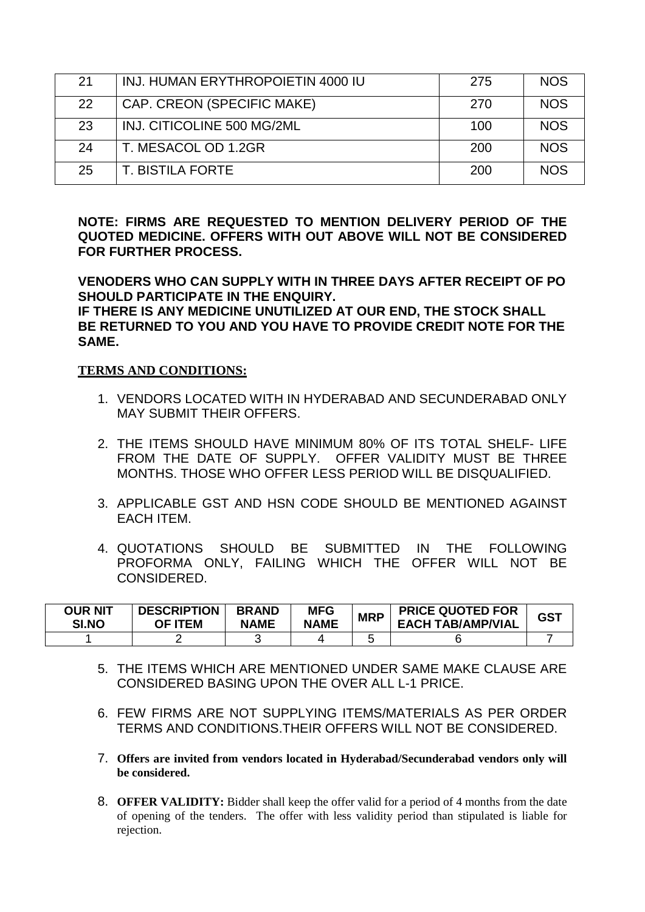| 21 | INJ. HUMAN ERYTHROPOIETIN 4000 IU | 275 | NOS |
|---|---|---|---|
| 22 | CAP. CREON (SPECIFIC MAKE) | 270 | NOS |
| 23 | INJ. CITICOLINE 500 MG/2ML | 100 | NOS |
| 24 | T. MESACOL OD 1.2GR | 200 | NOS |
| 25 | T. BISTILA FORTE | 200 | NOS |

**NOTE: FIRMS ARE REQUESTED TO MENTION DELIVERY PERIOD OF THE QUOTED MEDICINE. OFFERS WITH OUT ABOVE WILL NOT BE CONSIDERED FOR FURTHER PROCESS.**

**VENODERS WHO CAN SUPPLY WITH IN THREE DAYS AFTER RECEIPT OF PO SHOULD PARTICIPATE IN THE ENQUIRY.**
**IF THERE IS ANY MEDICINE UNUTILIZED AT OUR END, THE STOCK SHALL BE RETURNED TO YOU AND YOU HAVE TO PROVIDE CREDIT NOTE FOR THE SAME.**

**TERMS AND CONDITIONS:**

1. VENDORS LOCATED WITH IN HYDERABAD AND SECUNDERABAD ONLY MAY SUBMIT THEIR OFFERS.

2. THE ITEMS SHOULD HAVE MINIMUM 80% OF ITS TOTAL SHELF- LIFE FROM THE DATE OF SUPPLY. OFFER VALIDITY MUST BE THREE MONTHS. THOSE WHO OFFER LESS PERIOD WILL BE DISQUALIFIED.

3. APPLICABLE GST AND HSN CODE SHOULD BE MENTIONED AGAINST EACH ITEM.

4. QUOTATIONS SHOULD BE SUBMITTED IN THE FOLLOWING PROFORMA ONLY, FAILING WHICH THE OFFER WILL NOT BE CONSIDERED.

| OUR NIT SI.NO | DESCRIPTION OF ITEM | BRAND NAME | MFG NAME | MRP | PRICE QUOTED FOR EACH TAB/AMP/VIAL | GST |
|---|---|---|---|---|---|---|
| 1 | 2 | 3 | 4 | 5 | 6 | 7 |

5. THE ITEMS WHICH ARE MENTIONED UNDER SAME MAKE CLAUSE ARE CONSIDERED BASING UPON THE OVER ALL L-1 PRICE.

6. FEW FIRMS ARE NOT SUPPLYING ITEMS/MATERIALS AS PER ORDER TERMS AND CONDITIONS.THEIR OFFERS WILL NOT BE CONSIDERED.

7. **Offers are invited from vendors located in Hyderabad/Secunderabad vendors only will be considered.**

8. **OFFER VALIDITY:** Bidder shall keep the offer valid for a period of 4 months from the date of opening of the tenders. The offer with less validity period than stipulated is liable for rejection.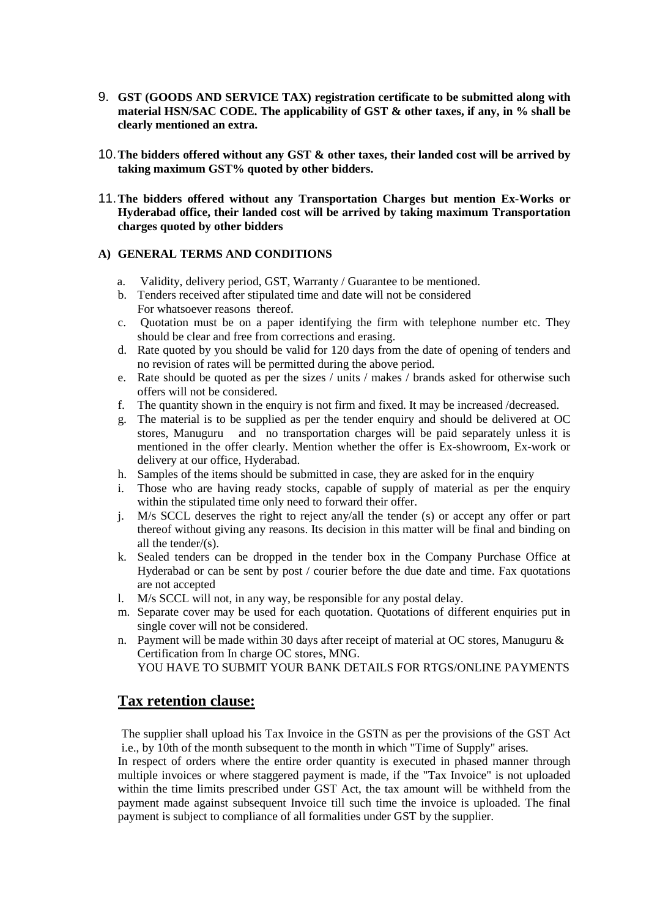9. **GST (GOODS AND SERVICE TAX) registration certificate to be submitted along with material HSN/SAC CODE. The applicability of GST & other taxes, if any, in % shall be clearly mentioned an extra.**

10. **The bidders offered without any GST & other taxes, their landed cost will be arrived by taking maximum GST% quoted by other bidders.**

11. **The bidders offered without any Transportation Charges but mention Ex-Works or Hyderabad office, their landed cost will be arrived by taking maximum Transportation charges quoted by other bidders**

**A) GENERAL TERMS AND CONDITIONS**

a. Validity, delivery period, GST, Warranty / Guarantee to be mentioned.

b. Tenders received after stipulated time and date will not be considered For whatsoever reasons thereof.

c. Quotation must be on a paper identifying the firm with telephone number etc. They should be clear and free from corrections and erasing.

d. Rate quoted by you should be valid for 120 days from the date of opening of tenders and no revision of rates will be permitted during the above period.

e. Rate should be quoted as per the sizes / units / makes / brands asked for otherwise such offers will not be considered.

f. The quantity shown in the enquiry is not firm and fixed. It may be increased /decreased.

g. The material is to be supplied as per the tender enquiry and should be delivered at OC stores, Manuguru and no transportation charges will be paid separately unless it is mentioned in the offer clearly. Mention whether the offer is Ex-showroom, Ex-work or delivery at our office, Hyderabad.

h. Samples of the items should be submitted in case, they are asked for in the enquiry

i. Those who are having ready stocks, capable of supply of material as per the enquiry within the stipulated time only need to forward their offer.

j. M/s SCCL deserves the right to reject any/all the tender (s) or accept any offer or part thereof without giving any reasons. Its decision in this matter will be final and binding on all the tender/(s).

k. Sealed tenders can be dropped in the tender box in the Company Purchase Office at Hyderabad or can be sent by post / courier before the due date and time. Fax quotations are not accepted

l. M/s SCCL will not, in any way, be responsible for any postal delay.

m. Separate cover may be used for each quotation. Quotations of different enquiries put in single cover will not be considered.

n. Payment will be made within 30 days after receipt of material at OC stores, Manuguru & Certification from In charge OC stores, MNG.
YOU HAVE TO SUBMIT YOUR BANK DETAILS FOR RTGS/ONLINE PAYMENTS

## Tax retention clause:

The supplier shall upload his Tax Invoice in the GSTN as per the provisions of the GST Act i.e., by 10th of the month subsequent to the month in which "Time of Supply" arises.

In respect of orders where the entire order quantity is executed in phased manner through multiple invoices or where staggered payment is made, if the "Tax Invoice" is not uploaded within the time limits prescribed under GST Act, the tax amount will be withheld from the payment made against subsequent Invoice till such time the invoice is uploaded. The final payment is subject to compliance of all formalities under GST by the supplier.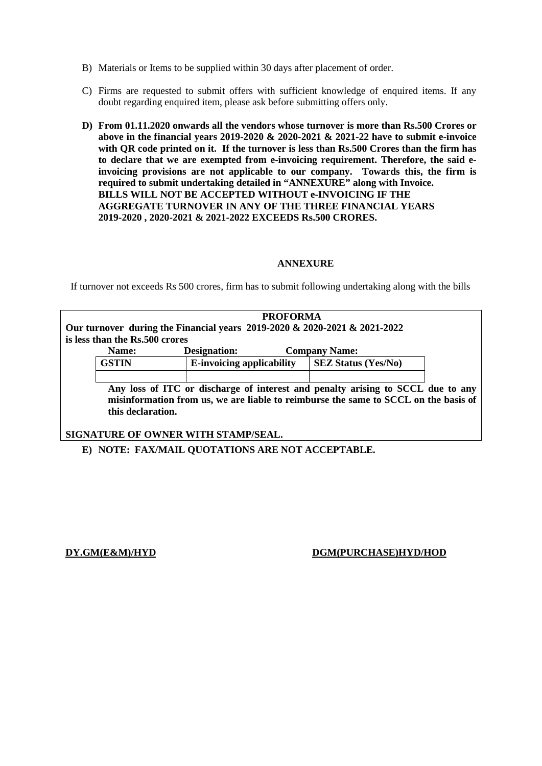B) Materials or Items to be supplied within 30 days after placement of order.

C) Firms are requested to submit offers with sufficient knowledge of enquired items. If any doubt regarding enquired item, please ask before submitting offers only.

**D) From 01.11.2020 onwards all the vendors whose turnover is more than Rs.500 Crores or above in the financial years 2019-2020 & 2020-2021 & 2021-22 have to submit e-invoice with QR code printed on it. If the turnover is less than Rs.500 Crores than the firm has to declare that we are exempted from e-invoicing requirement. Therefore, the said e-invoicing provisions are not applicable to our company. Towards this, the firm is required to submit undertaking detailed in "ANNEXURE" along with Invoice. BILLS WILL NOT BE ACCEPTED WITHOUT e-INVOICING IF THE AGGREGATE TURNOVER IN ANY OF THE THREE FINANCIAL YEARS 2019-2020 , 2020-2021 & 2021-2022 EXCEEDS Rs.500 CRORES.**

**ANNEXURE**

If turnover not exceeds Rs 500 crores, firm has to submit following undertaking along with the bills

**PROFORMA**

**Our turnover during the Financial years 2019-2020 & 2020-2021 & 2021-2022 is less than the Rs.500 crores**

**Name: Designation: Company Name:**

| **GSTIN** | **E-invoicing applicability** | **SEZ Status (Yes/No)** |
|---|---|---|
| | | |

**Any loss of ITC or discharge of interest and penalty arising to SCCL due to any misinformation from us, we are liable to reimburse the same to SCCL on the basis of this declaration.**

**SIGNATURE OF OWNER WITH STAMP/SEAL.**

**E) NOTE: FAX/MAIL QUOTATIONS ARE NOT ACCEPTABLE.**

**DY.GM(E&M)/HYD** **DGM(PURCHASE)HYD/HOD**